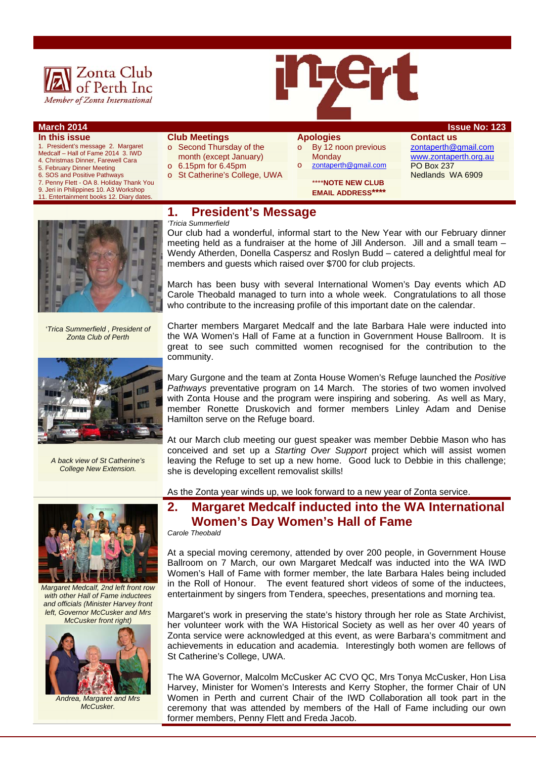Zonta Club of Perth Inc

*Member of Zonta International*

inZert

**March 2014** **Issue No: 123**

**In this issue**

1. President's message 2. Margaret Medcalf – Hall of Fame 2014 3. IWD 4. Christmas Dinner, Farewell Cara 5. February Dinner Meeting 6. SOS and Positive Pathways 7. Penny Flett - OA 8. Holiday Thank You 9. Jeri in Philippines 10. A3 Workshop 11. Entertainment books 12. Diary dates.

**Club Meetings**

- Second Thursday of the month (except January)
- 6.15pm for 6.45pm
- St Catherine's College, UWA

**Apologies**

- By 12 noon previous Monday
- zontaperth@gmail.com

****NOTE NEW CLUB EMAIL ADDRESS****

**Contact us**

zontaperth@gmail.com
www.zontaperth.org.au
PO Box 237
Nedlands WA 6909

## 1. President's Message

*'Tricia Summerfield*

Our club had a wonderful, informal start to the New Year with our February dinner meeting held as a fundraiser at the home of Jill Anderson. Jill and a small team – Wendy Atherden, Donella Caspersz and Roslyn Budd – catered a delightful meal for members and guests which raised over $700 for club projects.

March has been busy with several International Women's Day events which AD Carole Theobald managed to turn into a whole week. Congratulations to all those who contribute to the increasing profile of this important date on the calendar.

Charter members Margaret Medcalf and the late Barbara Hale were inducted into the WA Women's Hall of Fame at a function in Government House Ballroom. It is great to see such committed women recognised for the contribution to the community.

Mary Gurgone and the team at Zonta House Women's Refuge launched the *Positive Pathways* preventative program on 14 March. The stories of two women involved with Zonta House and the program were inspiring and sobering. As well as Mary, member Ronette Druskovich and former members Linley Adam and Denise Hamilton serve on the Refuge board.

At our March club meeting our guest speaker was member Debbie Mason who has conceived and set up a *Starting Over Support* project which will assist women leaving the Refuge to set up a new home. Good luck to Debbie in this challenge; she is developing excellent removalist skills!

As the Zonta year winds up, we look forward to a new year of Zonta service.

*'Trica Summerfield , President of Zonta Club of Perth*

*A back view of St Catherine's College New Extension.*

## 2. Margaret Medcalf inducted into the WA International Women's Day Women's Hall of Fame

*Carole Theobald*

At a special moving ceremony, attended by over 200 people, in Government House Ballroom on 7 March, our own Margaret Medcalf was inducted into the WA IWD Women's Hall of Fame with former member, the late Barbara Hales being included in the Roll of Honour. The event featured short videos of some of the inductees, entertainment by singers from Tendera, speeches, presentations and morning tea.

Margaret's work in preserving the state's history through her role as State Archivist, her volunteer work with the WA Historical Society as well as her over 40 years of Zonta service were acknowledged at this event, as were Barbara's commitment and achievements in education and academia. Interestingly both women are fellows of St Catherine's College, UWA.

The WA Governor, Malcolm McCusker AC CVO QC, Mrs Tonya McCusker, Hon Lisa Harvey, Minister for Women's Interests and Kerry Stopher, the former Chair of UN Women in Perth and current Chair of the IWD Collaboration all took part in the ceremony that was attended by members of the Hall of Fame including our own former members, Penny Flett and Freda Jacob.

*Margaret Medcalf, 2nd left front row with other Hall of Fame inductees and officials (Minister Harvey front left, Governor McCusker and Mrs McCusker front right)*

*Andrea, Margaret and Mrs McCusker.*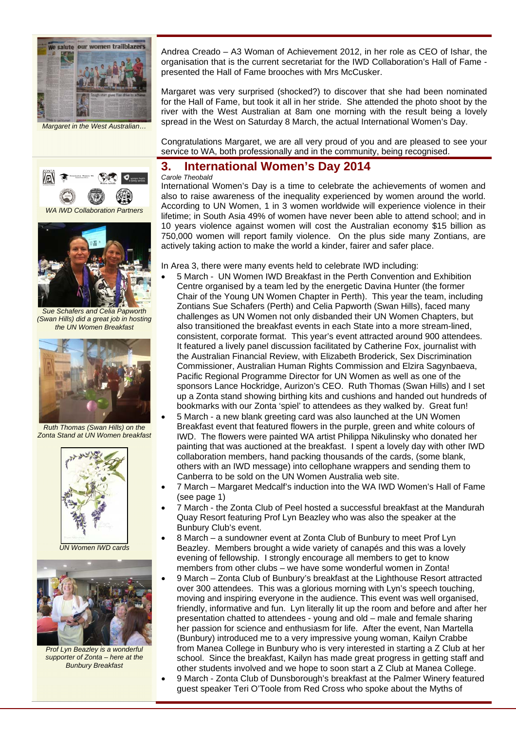Margaret in the West Australian…

Andrea Creado – A3 Woman of Achievement 2012, in her role as CEO of Ishar, the organisation that is the current secretariat for the IWD Collaboration's Hall of Fame - presented the Hall of Fame brooches with Mrs McCusker.

Margaret was very surprised (shocked?) to discover that she had been nominated for the Hall of Fame, but took it all in her stride. She attended the photo shoot by the river with the West Australian at 8am one morning with the result being a lovely spread in the West on Saturday 8 March, the actual International Women's Day.

Congratulations Margaret, we are all very proud of you and are pleased to see your service to WA, both professionally and in the community, being recognised.

## 3. International Women's Day 2014

*Carole Theobald*

International Women's Day is a time to celebrate the achievements of women and also to raise awareness of the inequality experienced by women around the world. According to UN Women, 1 in 3 women worldwide will experience violence in their lifetime; in South Asia 49% of women have never been able to attend school; and in 10 years violence against women will cost the Australian economy $15 billion as 750,000 women will report family violence. On the plus side many Zontians, are actively taking action to make the world a kinder, fairer and safer place.

In Area 3, there were many events held to celebrate IWD including:

- 5 March - UN Women IWD Breakfast in the Perth Convention and Exhibition Centre organised by a team led by the energetic Davina Hunter (the former Chair of the Young UN Women Chapter in Perth). This year the team, including Zontians Sue Schafers (Perth) and Celia Papworth (Swan Hills), faced many challenges as UN Women not only disbanded their UN Women Chapters, but also transitioned the breakfast events in each State into a more stream-lined, consistent, corporate format. This year's event attracted around 900 attendees. It featured a lively panel discussion facilitated by Catherine Fox, journalist with the Australian Financial Review, with Elizabeth Broderick, Sex Discrimination Commissioner, Australian Human Rights Commission and Elzira Sagynbaeva, Pacific Regional Programme Director for UN Women as well as one of the sponsors Lance Hockridge, Aurizon's CEO. Ruth Thomas (Swan Hills) and I set up a Zonta stand showing birthing kits and cushions and handed out hundreds of bookmarks with our Zonta 'spiel' to attendees as they walked by. Great fun!
- 5 March - a new blank greeting card was also launched at the UN Women Breakfast event that featured flowers in the purple, green and white colours of IWD. The flowers were painted WA artist Philippa Nikulinsky who donated her painting that was auctioned at the breakfast. I spent a lovely day with other IWD collaboration members, hand packing thousands of the cards, (some blank, others with an IWD message) into cellophane wrappers and sending them to Canberra to be sold on the UN Women Australia web site.
- 7 March – Margaret Medcalf's induction into the WA IWD Women's Hall of Fame (see page 1)
- 7 March - the Zonta Club of Peel hosted a successful breakfast at the Mandurah Quay Resort featuring Prof Lyn Beazley who was also the speaker at the Bunbury Club's event.
- 8 March – a sundowner event at Zonta Club of Bunbury to meet Prof Lyn Beazley. Members brought a wide variety of canapés and this was a lovely evening of fellowship. I strongly encourage all members to get to know members from other clubs – we have some wonderful women in Zonta!
- 9 March – Zonta Club of Bunbury's breakfast at the Lighthouse Resort attracted over 300 attendees. This was a glorious morning with Lyn's speech touching, moving and inspiring everyone in the audience. This event was well organised, friendly, informative and fun. Lyn literally lit up the room and before and after her presentation chatted to attendees - young and old – male and female sharing her passion for science and enthusiasm for life. After the event, Nan Martella (Bunbury) introduced me to a very impressive young woman, Kailyn Crabbe from Manea College in Bunbury who is very interested in starting a Z Club at her school. Since the breakfast, Kailyn has made great progress in getting staff and other students involved and we hope to soon start a Z Club at Manea College.
- 9 March - Zonta Club of Dunsborough's breakfast at the Palmer Winery featured guest speaker Teri O'Toole from Red Cross who spoke about the Myths of

WA IWD Collaboration Partners

Sue Schafers and Celia Papworth (Swan Hills) did a great job in hosting the UN Women Breakfast

Ruth Thomas (Swan Hills) on the Zonta Stand at UN Women breakfast

UN Women IWD cards

Prof Lyn Beazley is a wonderful supporter of Zonta – here at the Bunbury Breakfast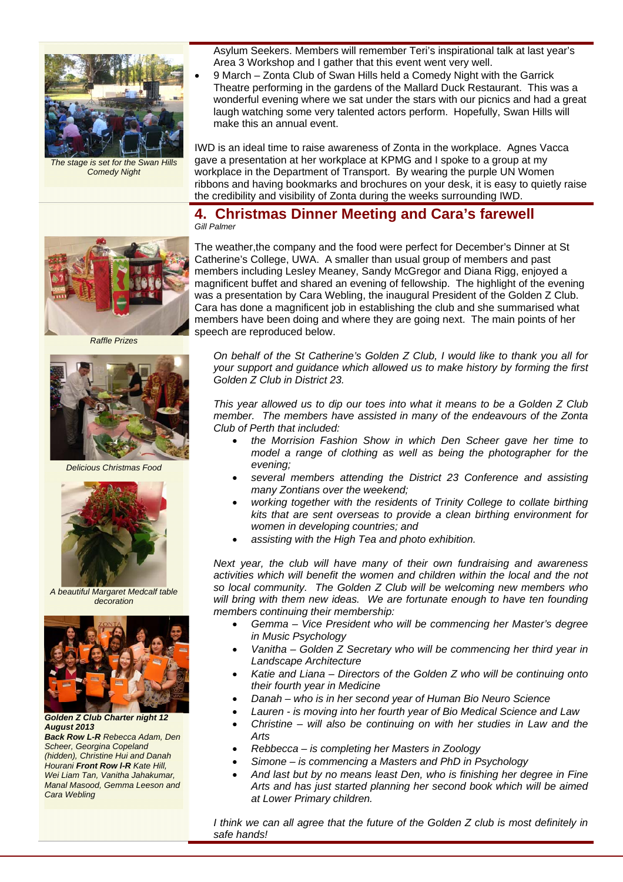Asylum Seekers. Members will remember Teri's inspirational talk at last year's Area 3 Workshop and I gather that this event went very well.

- 9 March – Zonta Club of Swan Hills held a Comedy Night with the Garrick Theatre performing in the gardens of the Mallard Duck Restaurant. This was a wonderful evening where we sat under the stars with our picnics and had a great laugh watching some very talented actors perform. Hopefully, Swan Hills will make this an annual event.

*The stage is set for the Swan Hills Comedy Night*

IWD is an ideal time to raise awareness of Zonta in the workplace. Agnes Vacca gave a presentation at her workplace at KPMG and I spoke to a group at my workplace in the Department of Transport. By wearing the purple UN Women ribbons and having bookmarks and brochures on your desk, it is easy to quietly raise the credibility and visibility of Zonta during the weeks surrounding IWD.

## 4. Christmas Dinner Meeting and Cara's farewell

*Gill Palmer*

The weather,the company and the food were perfect for December's Dinner at St Catherine's College, UWA. A smaller than usual group of members and past members including Lesley Meaney, Sandy McGregor and Diana Rigg, enjoyed a magnificent buffet and shared an evening of fellowship. The highlight of the evening was a presentation by Cara Webling, the inaugural President of the Golden Z Club. Cara has done a magnificent job in establishing the club and she summarised what members have been doing and where they are going next. The main points of her speech are reproduced below.

*Raffle Prizes*

*On behalf of the St Catherine's Golden Z Club, I would like to thank you all for your support and guidance which allowed us to make history by forming the first Golden Z Club in District 23.*

*This year allowed us to dip our toes into what it means to be a Golden Z Club member. The members have assisted in many of the endeavours of the Zonta Club of Perth that included:*

- *the Morrision Fashion Show in which Den Scheer gave her time to model a range of clothing as well as being the photographer for the evening;*
- *several members attending the District 23 Conference and assisting many Zontians over the weekend;*
- *working together with the residents of Trinity College to collate birthing kits that are sent overseas to provide a clean birthing environment for women in developing countries; and*
- *assisting with the High Tea and photo exhibition.*

*Delicious Christmas Food*

*Next year, the club will have many of their own fundraising and awareness activities which will benefit the women and children within the local and the not so local community. The Golden Z Club will be welcoming new members who will bring with them new ideas. We are fortunate enough to have ten founding members continuing their membership:*

- *Gemma – Vice President who will be commencing her Master's degree in Music Psychology*
- *Vanitha – Golden Z Secretary who will be commencing her third year in Landscape Architecture*
- *Katie and Liana – Directors of the Golden Z who will be continuing onto their fourth year in Medicine*
- *Danah – who is in her second year of Human Bio Neuro Science*
- *Lauren - is moving into her fourth year of Bio Medical Science and Law*
- *Christine – will also be continuing on with her studies in Law and the Arts*
- *Rebbecca – is completing her Masters in Zoology*
- *Simone – is commencing a Masters and PhD in Psychology*
- *And last but by no means least Den, who is finishing her degree in Fine Arts and has just started planning her second book which will be aimed at Lower Primary children.*

*A beautiful Margaret Medcalf table decoration*

***Golden Z Club Charter night 12 August 2013***
***Back Row L-R** Rebecca Adam, Den Scheer, Georgina Copeland (hidden), Christine Hui and Danah Hourani **Front Row l-R** Kate Hill, Wei Liam Tan, Vanitha Jahakumar, Manal Masood, Gemma Leeson and Cara Webling*

*I think we can all agree that the future of the Golden Z club is most definitely in safe hands!*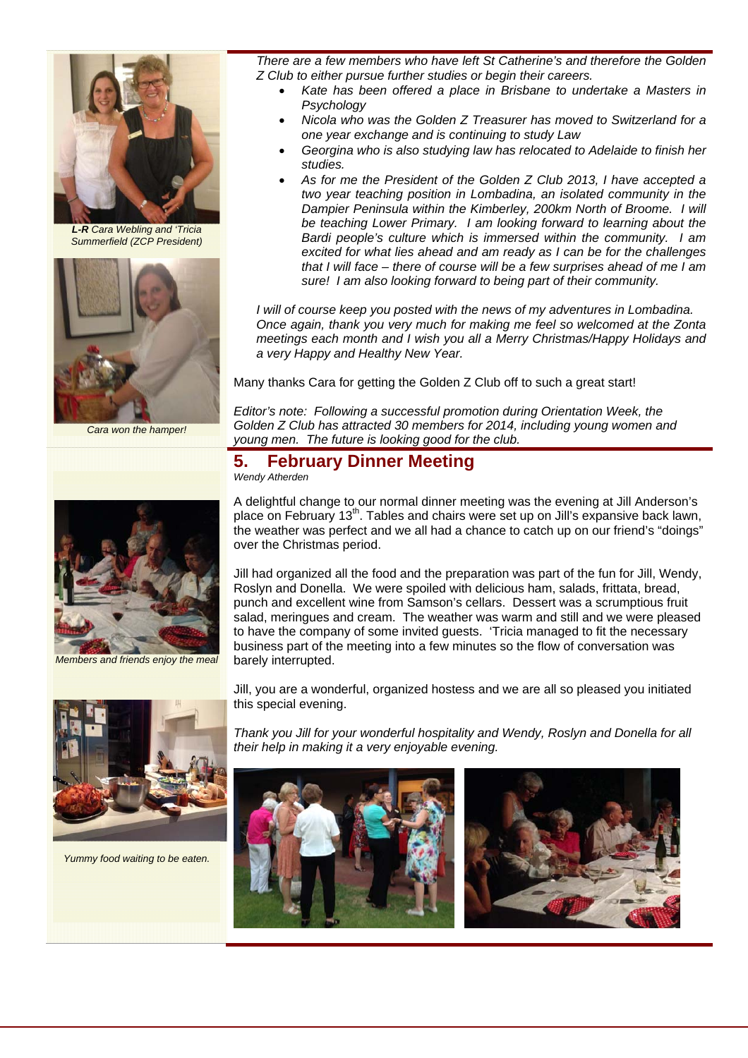*There are a few members who have left St Catherine's and therefore the Golden Z Club to either pursue further studies or begin their careers.*

- *Kate has been offered a place in Brisbane to undertake a Masters in Psychology*
- *Nicola who was the Golden Z Treasurer has moved to Switzerland for a one year exchange and is continuing to study Law*
- *Georgina who is also studying law has relocated to Adelaide to finish her studies.*
- *As for me the President of the Golden Z Club 2013, I have accepted a two year teaching position in Lombadina, an isolated community in the Dampier Peninsula within the Kimberley, 200km North of Broome. I will be teaching Lower Primary. I am looking forward to learning about the Bardi people's culture which is immersed within the community. I am excited for what lies ahead and am ready as I can be for the challenges that I will face – there of course will be a few surprises ahead of me I am sure! I am also looking forward to being part of their community.*

*I will of course keep you posted with the news of my adventures in Lombadina. Once again, thank you very much for making me feel so welcomed at the Zonta meetings each month and I wish you all a Merry Christmas/Happy Holidays and a very Happy and Healthy New Year.*

Many thanks Cara for getting the Golden Z Club off to such a great start!

*Editor's note: Following a successful promotion during Orientation Week, the Golden Z Club has attracted 30 members for 2014, including young women and young men. The future is looking good for the club.*

***L-R** Cara Webling and 'Tricia Summerfield (ZCP President)*

*Cara won the hamper!*

## 5. February Dinner Meeting

*Wendy Atherden*

A delightful change to our normal dinner meeting was the evening at Jill Anderson's place on February 13th. Tables and chairs were set up on Jill's expansive back lawn, the weather was perfect and we all had a chance to catch up on our friend's "doings" over the Christmas period.

Jill had organized all the food and the preparation was part of the fun for Jill, Wendy, Roslyn and Donella. We were spoiled with delicious ham, salads, frittata, bread, punch and excellent wine from Samson's cellars. Dessert was a scrumptious fruit salad, meringues and cream. The weather was warm and still and we were pleased to have the company of some invited guests. 'Tricia managed to fit the necessary business part of the meeting into a few minutes so the flow of conversation was barely interrupted.

Jill, you are a wonderful, organized hostess and we are all so pleased you initiated this special evening.

*Thank you Jill for your wonderful hospitality and Wendy, Roslyn and Donella for all their help in making it a very enjoyable evening.*

*Members and friends enjoy the meal*

*Yummy food waiting to be eaten.*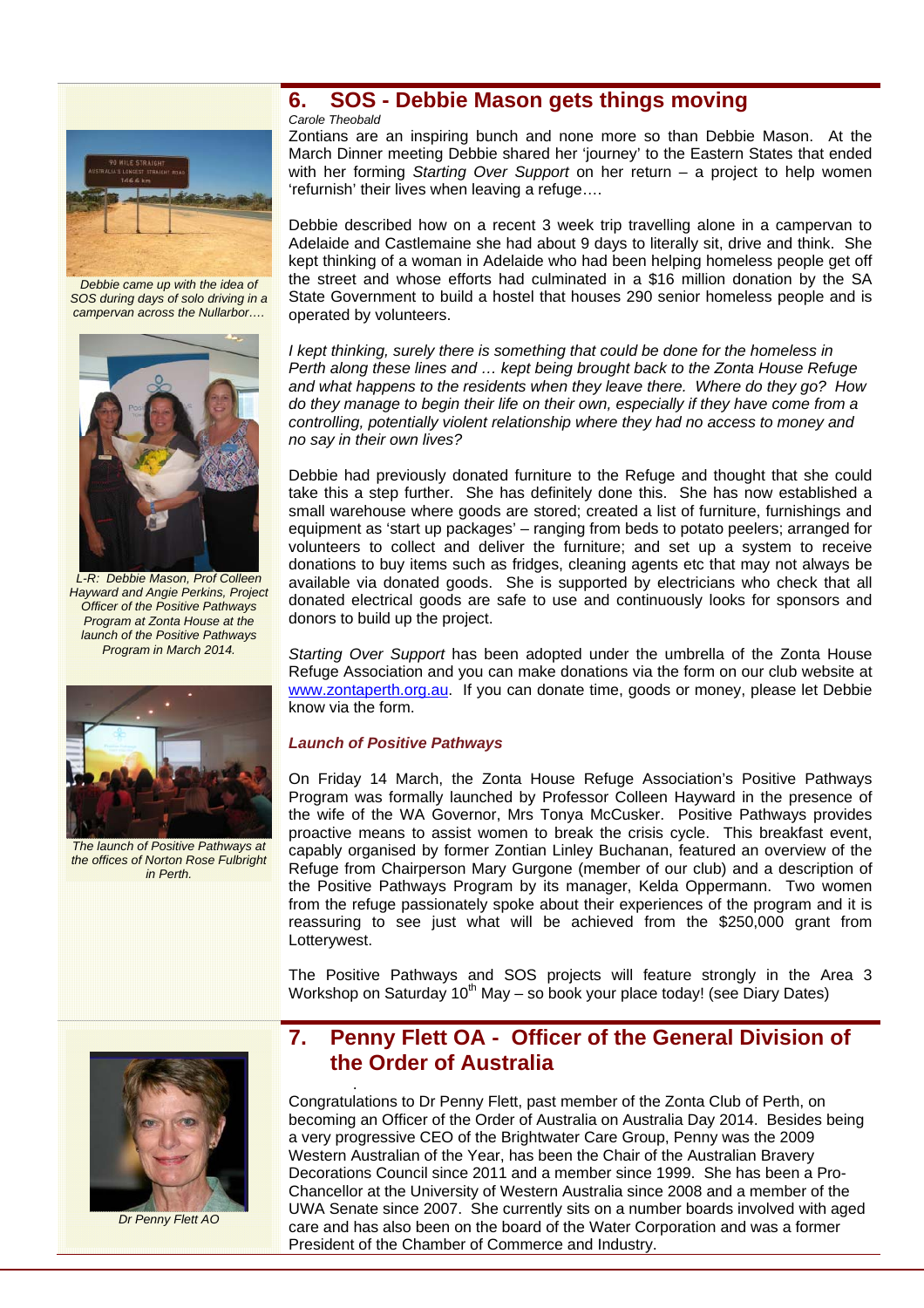## 6. SOS - Debbie Mason gets things moving

*Carole Theobald*

Zontians are an inspiring bunch and none more so than Debbie Mason. At the March Dinner meeting Debbie shared her 'journey' to the Eastern States that ended with her forming *Starting Over Support* on her return – a project to help women 'refurnish' their lives when leaving a refuge….

Debbie described how on a recent 3 week trip travelling alone in a campervan to Adelaide and Castlemaine she had about 9 days to literally sit, drive and think. She kept thinking of a woman in Adelaide who had been helping homeless people get off the street and whose efforts had culminated in a $16 million donation by the SA State Government to build a hostel that houses 290 senior homeless people and is operated by volunteers.

*I kept thinking, surely there is something that could be done for the homeless in Perth along these lines and … kept being brought back to the Zonta House Refuge and what happens to the residents when they leave there. Where do they go? How do they manage to begin their life on their own, especially if they have come from a controlling, potentially violent relationship where they had no access to money and no say in their own lives?*

Debbie had previously donated furniture to the Refuge and thought that she could take this a step further. She has definitely done this. She has now established a small warehouse where goods are stored; created a list of furniture, furnishings and equipment as 'start up packages' – ranging from beds to potato peelers; arranged for volunteers to collect and deliver the furniture; and set up a system to receive donations to buy items such as fridges, cleaning agents etc that may not always be available via donated goods. She is supported by electricians who check that all donated electrical goods are safe to use and continuously looks for sponsors and donors to build up the project.

*Starting Over Support* has been adopted under the umbrella of the Zonta House Refuge Association and you can make donations via the form on our club website at www.zontaperth.org.au. If you can donate time, goods or money, please let Debbie know via the form.

*Debbie came up with the idea of SOS during days of solo driving in a campervan across the Nullarbor….*

*L-R: Debbie Mason, Prof Colleen Hayward and Angie Perkins, Project Officer of the Positive Pathways Program at Zonta House at the launch of the Positive Pathways Program in March 2014.*

*The launch of Positive Pathways at the offices of Norton Rose Fulbright in Perth.*

### *Launch of Positive Pathways*

On Friday 14 March, the Zonta House Refuge Association's Positive Pathways Program was formally launched by Professor Colleen Hayward in the presence of the wife of the WA Governor, Mrs Tonya McCusker. Positive Pathways provides proactive means to assist women to break the crisis cycle. This breakfast event, capably organised by former Zontian Linley Buchanan, featured an overview of the Refuge from Chairperson Mary Gurgone (member of our club) and a description of the Positive Pathways Program by its manager, Kelda Oppermann. Two women from the refuge passionately spoke about their experiences of the program and it is reassuring to see just what will be achieved from the $250,000 grant from Lotterywest.

The Positive Pathways and SOS projects will feature strongly in the Area 3 Workshop on Saturday 10th May – so book your place today! (see Diary Dates)

## 7. Penny Flett OA - Officer of the General Division of the Order of Australia

Congratulations to Dr Penny Flett, past member of the Zonta Club of Perth, on becoming an Officer of the Order of Australia on Australia Day 2014. Besides being a very progressive CEO of the Brightwater Care Group, Penny was the 2009 Western Australian of the Year, has been the Chair of the Australian Bravery Decorations Council since 2011 and a member since 1999. She has been a Pro-Chancellor at the University of Western Australia since 2008 and a member of the UWA Senate since 2007. She currently sits on a number boards involved with aged care and has also been on the board of the Water Corporation and was a former President of the Chamber of Commerce and Industry.

*Dr Penny Flett AO*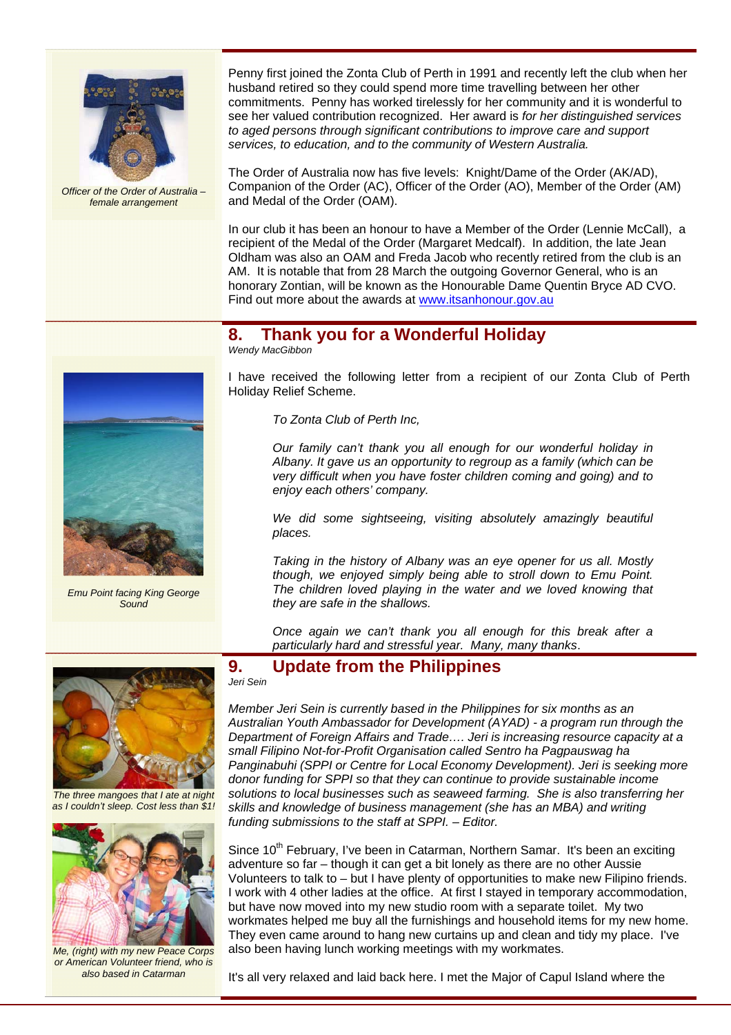Officer of the Order of Australia – female arrangement

Penny first joined the Zonta Club of Perth in 1991 and recently left the club when her husband retired so they could spend more time travelling between her other commitments. Penny has worked tirelessly for her community and it is wonderful to see her valued contribution recognized. Her award is *for her distinguished services to aged persons through significant contributions to improve care and support services, to education, and to the community of Western Australia.*

The Order of Australia now has five levels: Knight/Dame of the Order (AK/AD), Companion of the Order (AC), Officer of the Order (AO), Member of the Order (AM) and Medal of the Order (OAM).

In our club it has been an honour to have a Member of the Order (Lennie McCall), a recipient of the Medal of the Order (Margaret Medcalf). In addition, the late Jean Oldham was also an OAM and Freda Jacob who recently retired from the club is an AM. It is notable that from 28 March the outgoing Governor General, who is an honorary Zontian, will be known as the Honourable Dame Quentin Bryce AD CVO. Find out more about the awards at [www.itsanhonour.gov.au](www.itsanhonour.gov.au)

## 8. Thank you for a Wonderful Holiday

*Wendy MacGibbon*

Emu Point facing King George Sound

I have received the following letter from a recipient of our Zonta Club of Perth Holiday Relief Scheme.

> *To Zonta Club of Perth Inc,*
>
> *Our family can't thank you all enough for our wonderful holiday in Albany. It gave us an opportunity to regroup as a family (which can be very difficult when you have foster children coming and going) and to enjoy each others' company.*
>
> *We did some sightseeing, visiting absolutely amazingly beautiful places.*
>
> *Taking in the history of Albany was an eye opener for us all. Mostly though, we enjoyed simply being able to stroll down to Emu Point. The children loved playing in the water and we loved knowing that they are safe in the shallows.*
>
> *Once again we can't thank you all enough for this break after a particularly hard and stressful year. Many, many thanks*.

## 9. Update from the Philippines

*Jeri Sein*

The three mangoes that I ate at night as I couldn't sleep. Cost less than $1!

Me, (right) with my new Peace Corps or American Volunteer friend, who is also based in Catarman

*Member Jeri Sein is currently based in the Philippines for six months as an Australian Youth Ambassador for Development (AYAD) - a program run through the Department of Foreign Affairs and Trade…. Jeri is increasing resource capacity at a small Filipino Not-for-Profit Organisation called Sentro ha Pagpauswag ha Panginabuhi (SPPI or Centre for Local Economy Development). Jeri is seeking more donor funding for SPPI so that they can continue to provide sustainable income solutions to local businesses such as seaweed farming. She is also transferring her skills and knowledge of business management (she has an MBA) and writing funding submissions to the staff at SPPI. – Editor.*

Since 10th February, I've been in Catarman, Northern Samar. It's been an exciting adventure so far – though it can get a bit lonely as there are no other Aussie Volunteers to talk to – but I have plenty of opportunities to make new Filipino friends. I work with 4 other ladies at the office. At first I stayed in temporary accommodation, but have now moved into my new studio room with a separate toilet. My two workmates helped me buy all the furnishings and household items for my new home. They even came around to hang new curtains up and clean and tidy my place. I've also been having lunch working meetings with my workmates.

It's all very relaxed and laid back here. I met the Major of Capul Island where the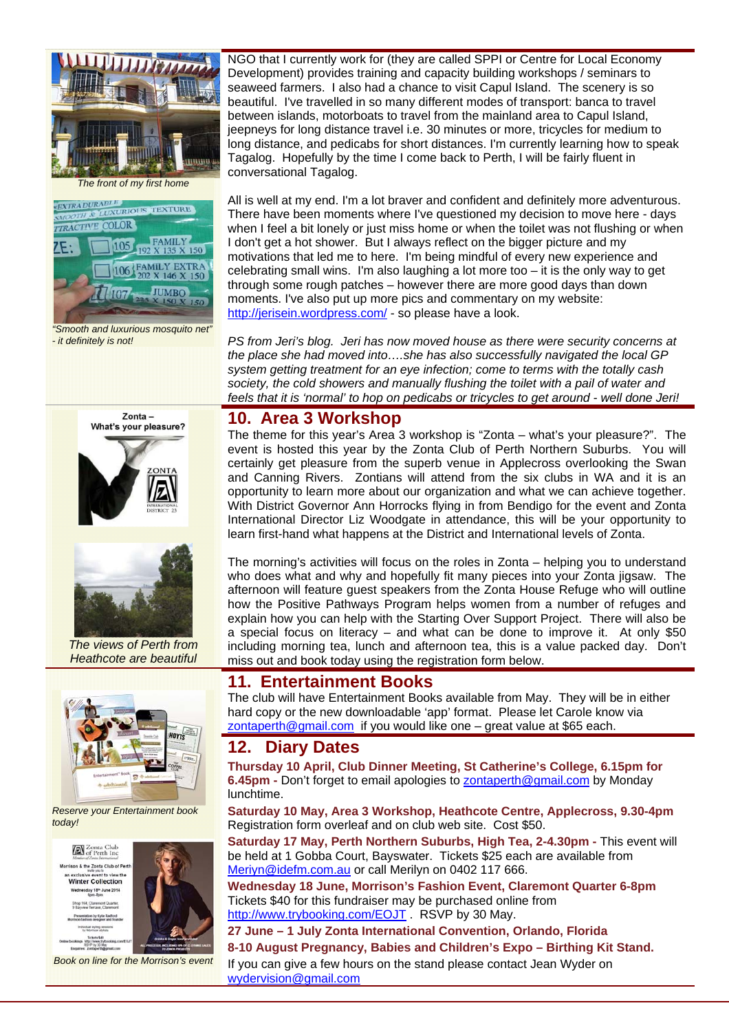NGO that I currently work for (they are called SPPI or Centre for Local Economy Development) provides training and capacity building workshops / seminars to seaweed farmers. I also had a chance to visit Capul Island. The scenery is so beautiful. I've travelled in so many different modes of transport: banca to travel between islands, motorboats to travel from the mainland area to Capul Island, jeepneys for long distance travel i.e. 30 minutes or more, tricycles for medium to long distance, and pedicabs for short distances. I'm currently learning how to speak Tagalog. Hopefully by the time I come back to Perth, I will be fairly fluent in conversational Tagalog.

All is well at my end. I'm a lot braver and confident and definitely more adventurous. There have been moments where I've questioned my decision to move here - days when I feel a bit lonely or just miss home or when the toilet was not flushing or when I don't get a hot shower. But I always reflect on the bigger picture and my motivations that led me to here. I'm being mindful of every new experience and celebrating small wins. I'm also laughing a lot more too – it is the only way to get through some rough patches – however there are more good days than down moments. I've also put up more pics and commentary on my website: http://jerisein.wordpress.com/ - so please have a look.

*PS from Jeri's blog. Jeri has now moved house as there were security concerns at the place she had moved into….she has also successfully navigated the local GP system getting treatment for an eye infection; come to terms with the totally cash society, the cold showers and manually flushing the toilet with a pail of water and feels that it is 'normal' to hop on pedicabs or tricycles to get around - well done Jeri!*

*The front of my first home*

*"Smooth and luxurious mosquito net" - it definitely is not!*

## 10. Area 3 Workshop

The theme for this year's Area 3 workshop is "Zonta – what's your pleasure?". The event is hosted this year by the Zonta Club of Perth Northern Suburbs. You will certainly get pleasure from the superb venue in Applecross overlooking the Swan and Canning Rivers. Zontians will attend from the six clubs in WA and it is an opportunity to learn more about our organization and what we can achieve together. With District Governor Ann Horrocks flying in from Bendigo for the event and Zonta International Director Liz Woodgate in attendance, this will be your opportunity to learn first-hand what happens at the District and International levels of Zonta.

The morning's activities will focus on the roles in Zonta – helping you to understand who does what and why and hopefully fit many pieces into your Zonta jigsaw. The afternoon will feature guest speakers from the Zonta House Refuge who will outline how the Positive Pathways Program helps women from a number of refuges and explain how you can help with the Starting Over Support Project. There will also be a special focus on literacy – and what can be done to improve it. At only $50 including morning tea, lunch and afternoon tea, this is a value packed day. Don't miss out and book today using the registration form below.

*The views of Perth from Heathcote are beautiful*

## 11. Entertainment Books

The club will have Entertainment Books available from May. They will be in either hard copy or the new downloadable 'app' format. Please let Carole know via zontaperth@gmail.com if you would like one – great value at $65 each.

*Reserve your Entertainment book today!*

## 12. Diary Dates

**Thursday 10 April, Club Dinner Meeting, St Catherine's College, 6.15pm for 6.45pm -** Don't forget to email apologies to zontaperth@gmail.com by Monday lunchtime.

**Saturday 10 May, Area 3 Workshop, Heathcote Centre, Applecross, 9.30-4pm**
Registration form overleaf and on club web site. Cost $50.

**Saturday 17 May, Perth Northern Suburbs, High Tea, 2-4.30pm -** This event will be held at 1 Gobba Court, Bayswater. Tickets $25 each are available from Meriyn@idefm.com.au or call Merilyn on 0402 117 666.

**Wednesday 18 June, Morrison's Fashion Event, Claremont Quarter 6-8pm**
Tickets $40 for this fundraiser may be purchased online from http://www.trybooking.com/EOJT . RSVP by 30 May.

**27 June – 1 July Zonta International Convention, Orlando, Florida**

**8-10 August Pregnancy, Babies and Children's Expo – Birthing Kit Stand.**
If you can give a few hours on the stand please contact Jean Wyder on wydervision@gmail.com

*Book on line for the Morrison's event*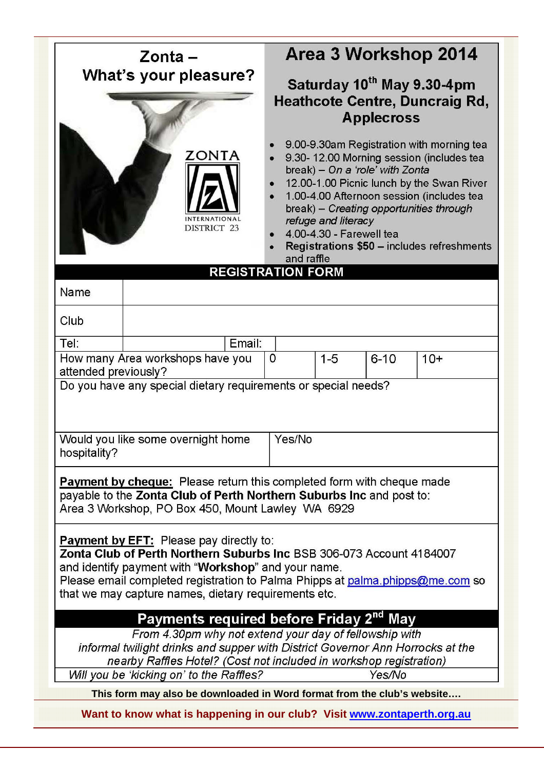# Zonta – What's your pleasure?

ZONTA INTERNATIONAL DISTRICT 23

## Area 3 Workshop 2014

### Saturday 10th May 9.30-4pm Heathcote Centre, Duncraig Rd, Applecross

- 9.00-9.30am Registration with morning tea
- 9.30- 12.00 Morning session (includes tea break) – *On a 'role' with Zonta*
- 12.00-1.00 Picnic lunch by the Swan River
- 1.00-4.00 Afternoon session (includes tea break) – *Creating opportunities through refuge and literacy*
- 4.00-4.30 - Farewell tea
- **Registrations $50 –** includes refreshments and raffle

## REGISTRATION FORM

| | | | | | |
|---|---|---|---|---|---|
| Name | | | | | |
| Club | | | | | |
| Tel: | | Email: | | | |
| How many Area workshops have you attended previously? | | 0 | 1-5 | 6-10 | 10+ |

Do you have any special dietary requirements or special needs?

| | |
|---|---|
| Would you like some overnight home hospitality? | Yes/No |

**Payment by cheque:** Please return this completed form with cheque made payable to the **Zonta Club of Perth Northern Suburbs Inc** and post to: Area 3 Workshop, PO Box 450, Mount Lawley WA 6929

**Payment by EFT:** Please pay directly to:
**Zonta Club of Perth Northern Suburbs Inc** BSB 306-073 Account 4184007 and identify payment with "**Workshop**" and your name.
Please email completed registration to Palma Phipps at palma.phipps@me.com so that we may capture names, dietary requirements etc.

## Payments required before Friday 2nd May

*From 4.30pm why not extend your day of fellowship with informal twilight drinks and supper with District Governor Ann Horrocks at the nearby Raffles Hotel? (Cost not included in workshop registration)*

*Will you be 'kicking on' to the Raffles?* *Yes/No*

**This form may also be downloaded in Word format from the club's website….**

**Want to know what is happening in our club? Visit www.zontaperth.org.au**